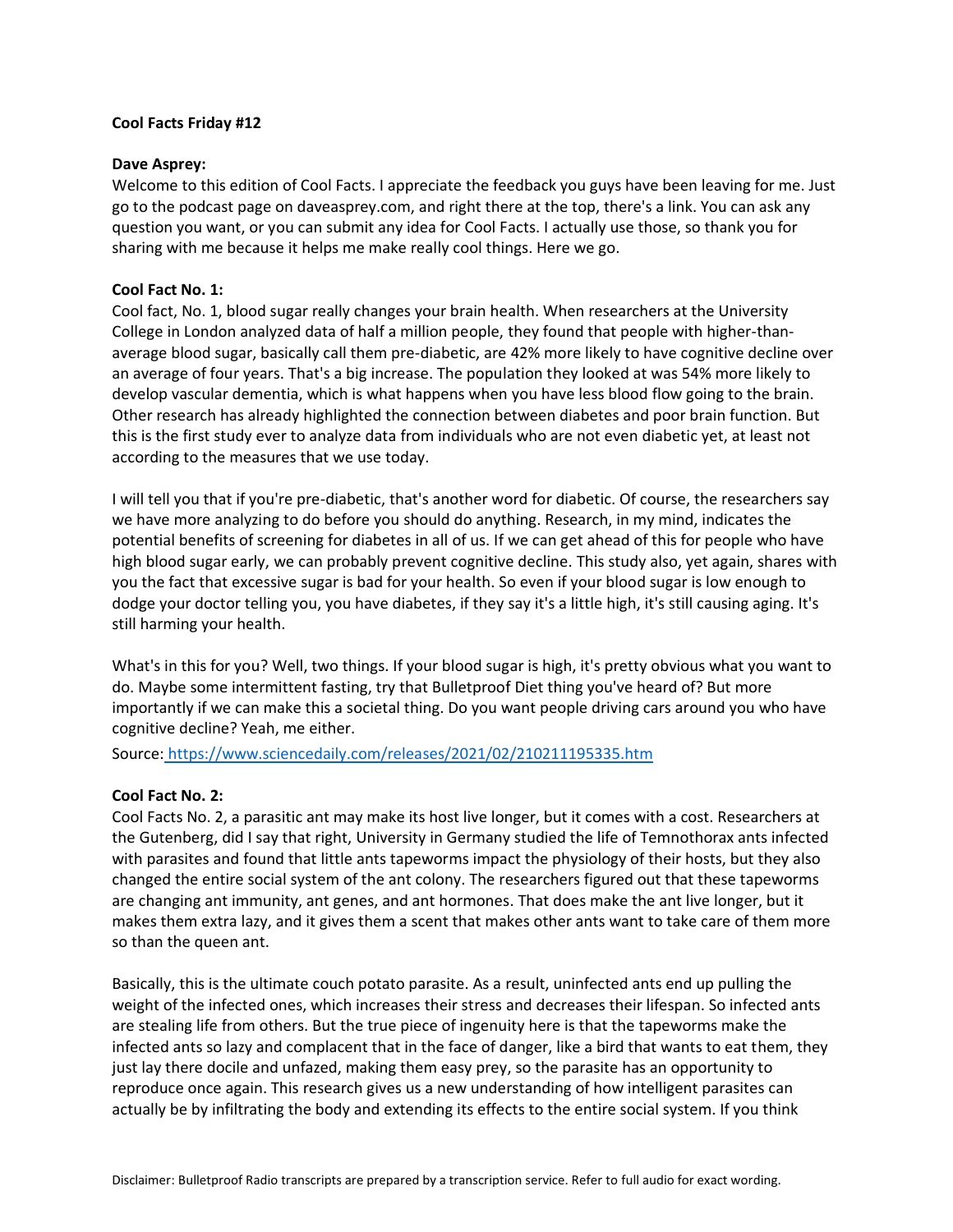**Cool Facts Friday #12**

**Dave Asprey:**

Welcome to this edition of Cool Facts. I appreciate the feedback you guys have been leaving for me. Just go to the podcast page on daveasprey.com, and right there at the top, there's a link. You can ask any question you want, or you can submit any idea for Cool Facts. I actually use those, so thank you for sharing with me because it helps me make really cool things. Here we go.

**Cool Fact No. 1:**

Cool fact, No. 1, blood sugar really changes your brain health. When researchers at the University College in London analyzed data of half a million people, they found that people with higher-than-average blood sugar, basically call them pre-diabetic, are 42% more likely to have cognitive decline over an average of four years. That's a big increase. The population they looked at was 54% more likely to develop vascular dementia, which is what happens when you have less blood flow going to the brain. Other research has already highlighted the connection between diabetes and poor brain function. But this is the first study ever to analyze data from individuals who are not even diabetic yet, at least not according to the measures that we use today.

I will tell you that if you're pre-diabetic, that's another word for diabetic. Of course, the researchers say we have more analyzing to do before you should do anything. Research, in my mind, indicates the potential benefits of screening for diabetes in all of us. If we can get ahead of this for people who have high blood sugar early, we can probably prevent cognitive decline. This study also, yet again, shares with you the fact that excessive sugar is bad for your health. So even if your blood sugar is low enough to dodge your doctor telling you, you have diabetes, if they say it's a little high, it's still causing aging. It's still harming your health.

What's in this for you? Well, two things. If your blood sugar is high, it's pretty obvious what you want to do. Maybe some intermittent fasting, try that Bulletproof Diet thing you've heard of? But more importantly if we can make this a societal thing. Do you want people driving cars around you who have cognitive decline? Yeah, me either.

Source: https://www.sciencedaily.com/releases/2021/02/210211195335.htm

**Cool Fact No. 2:**

Cool Facts No. 2, a parasitic ant may make its host live longer, but it comes with a cost. Researchers at the Gutenberg, did I say that right, University in Germany studied the life of Temnothorax ants infected with parasites and found that little ants tapeworms impact the physiology of their hosts, but they also changed the entire social system of the ant colony. The researchers figured out that these tapeworms are changing ant immunity, ant genes, and ant hormones. That does make the ant live longer, but it makes them extra lazy, and it gives them a scent that makes other ants want to take care of them more so than the queen ant.

Basically, this is the ultimate couch potato parasite. As a result, uninfected ants end up pulling the weight of the infected ones, which increases their stress and decreases their lifespan. So infected ants are stealing life from others. But the true piece of ingenuity here is that the tapeworms make the infected ants so lazy and complacent that in the face of danger, like a bird that wants to eat them, they just lay there docile and unfazed, making them easy prey, so the parasite has an opportunity to reproduce once again. This research gives us a new understanding of how intelligent parasites can actually be by infiltrating the body and extending its effects to the entire social system. If you think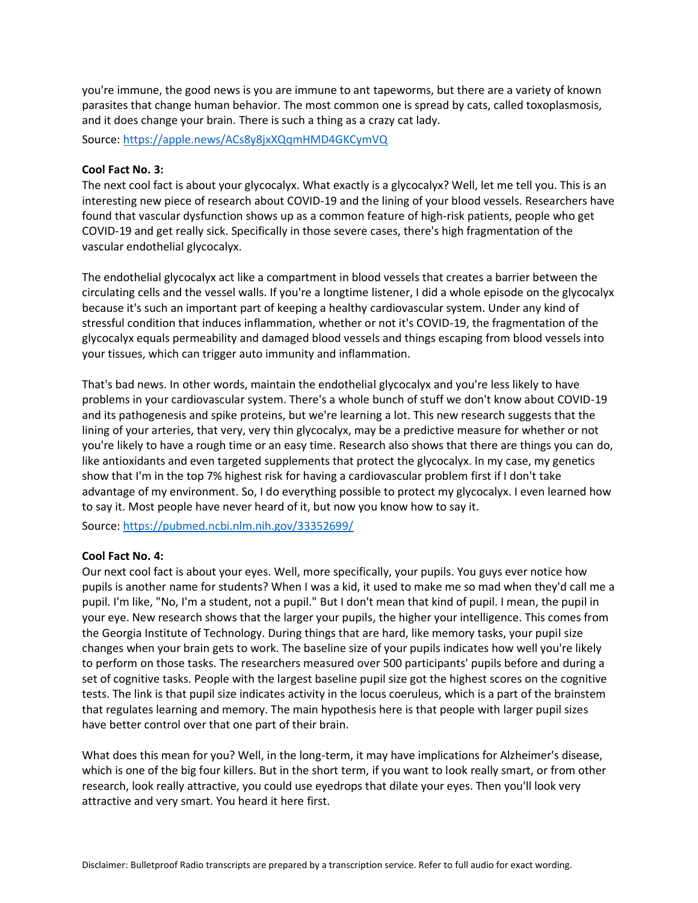you're immune, the good news is you are immune to ant tapeworms, but there are a variety of known parasites that change human behavior. The most common one is spread by cats, called toxoplasmosis, and it does change your brain. There is such a thing as a crazy cat lady.

Source: https://apple.news/ACs8y8jxXQqmHMD4GKCymVQ

**Cool Fact No. 3:**
The next cool fact is about your glycocalyx. What exactly is a glycocalyx? Well, let me tell you. This is an interesting new piece of research about COVID-19 and the lining of your blood vessels. Researchers have found that vascular dysfunction shows up as a common feature of high-risk patients, people who get COVID-19 and get really sick. Specifically in those severe cases, there's high fragmentation of the vascular endothelial glycocalyx.

The endothelial glycocalyx act like a compartment in blood vessels that creates a barrier between the circulating cells and the vessel walls. If you're a longtime listener, I did a whole episode on the glycocalyx because it's such an important part of keeping a healthy cardiovascular system. Under any kind of stressful condition that induces inflammation, whether or not it's COVID-19, the fragmentation of the glycocalyx equals permeability and damaged blood vessels and things escaping from blood vessels into your tissues, which can trigger auto immunity and inflammation.

That's bad news. In other words, maintain the endothelial glycocalyx and you're less likely to have problems in your cardiovascular system. There's a whole bunch of stuff we don't know about COVID-19 and its pathogenesis and spike proteins, but we're learning a lot. This new research suggests that the lining of your arteries, that very, very thin glycocalyx, may be a predictive measure for whether or not you're likely to have a rough time or an easy time. Research also shows that there are things you can do, like antioxidants and even targeted supplements that protect the glycocalyx. In my case, my genetics show that I'm in the top 7% highest risk for having a cardiovascular problem first if I don't take advantage of my environment. So, I do everything possible to protect my glycocalyx. I even learned how to say it. Most people have never heard of it, but now you know how to say it.

Source: https://pubmed.ncbi.nlm.nih.gov/33352699/

**Cool Fact No. 4:**
Our next cool fact is about your eyes. Well, more specifically, your pupils. You guys ever notice how pupils is another name for students? When I was a kid, it used to make me so mad when they'd call me a pupil. I'm like, "No, I'm a student, not a pupil." But I don't mean that kind of pupil. I mean, the pupil in your eye. New research shows that the larger your pupils, the higher your intelligence. This comes from the Georgia Institute of Technology. During things that are hard, like memory tasks, your pupil size changes when your brain gets to work. The baseline size of your pupils indicates how well you're likely to perform on those tasks. The researchers measured over 500 participants' pupils before and during a set of cognitive tasks. People with the largest baseline pupil size got the highest scores on the cognitive tests. The link is that pupil size indicates activity in the locus coeruleus, which is a part of the brainstem that regulates learning and memory. The main hypothesis here is that people with larger pupil sizes have better control over that one part of their brain.

What does this mean for you? Well, in the long-term, it may have implications for Alzheimer's disease, which is one of the big four killers. But in the short term, if you want to look really smart, or from other research, look really attractive, you could use eyedrops that dilate your eyes. Then you'll look very attractive and very smart. You heard it here first.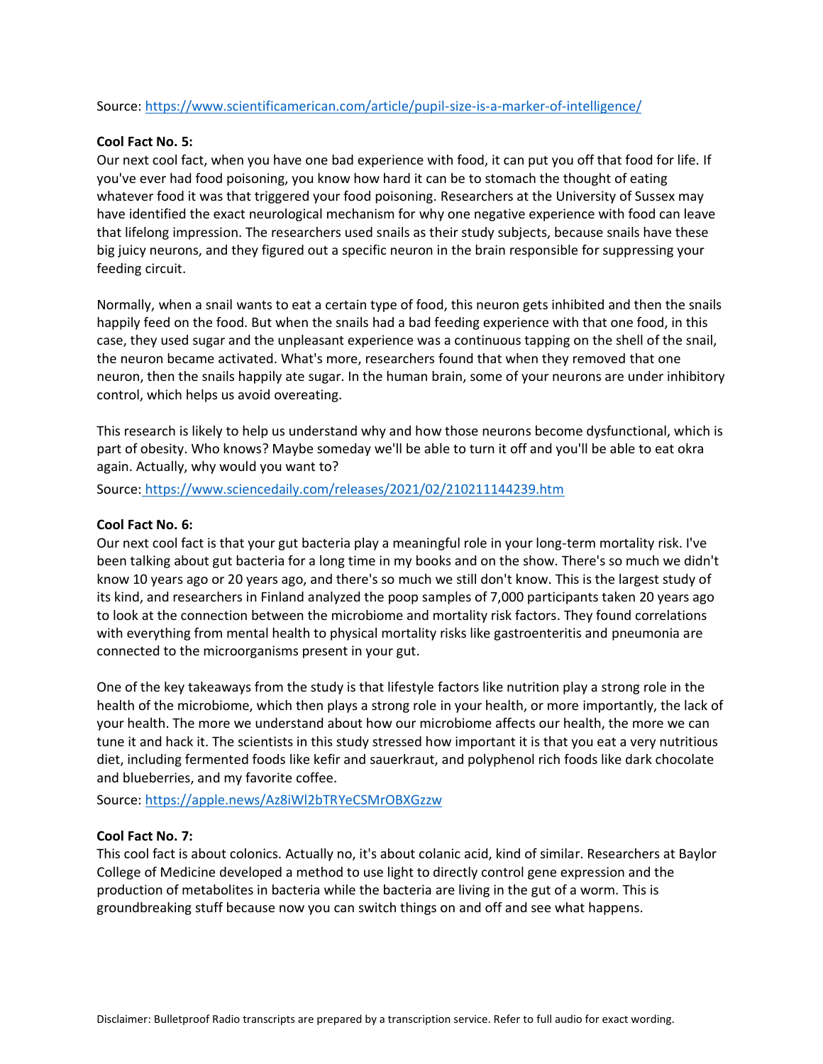Source: https://www.scientificamerican.com/article/pupil-size-is-a-marker-of-intelligence/

**Cool Fact No. 5:**

Our next cool fact, when you have one bad experience with food, it can put you off that food for life. If you've ever had food poisoning, you know how hard it can be to stomach the thought of eating whatever food it was that triggered your food poisoning. Researchers at the University of Sussex may have identified the exact neurological mechanism for why one negative experience with food can leave that lifelong impression. The researchers used snails as their study subjects, because snails have these big juicy neurons, and they figured out a specific neuron in the brain responsible for suppressing your feeding circuit.

Normally, when a snail wants to eat a certain type of food, this neuron gets inhibited and then the snails happily feed on the food. But when the snails had a bad feeding experience with that one food, in this case, they used sugar and the unpleasant experience was a continuous tapping on the shell of the snail, the neuron became activated. What's more, researchers found that when they removed that one neuron, then the snails happily ate sugar. In the human brain, some of your neurons are under inhibitory control, which helps us avoid overeating.

This research is likely to help us understand why and how those neurons become dysfunctional, which is part of obesity. Who knows? Maybe someday we'll be able to turn it off and you'll be able to eat okra again. Actually, why would you want to?

Source: https://www.sciencedaily.com/releases/2021/02/210211144239.htm

**Cool Fact No. 6:**

Our next cool fact is that your gut bacteria play a meaningful role in your long-term mortality risk. I've been talking about gut bacteria for a long time in my books and on the show. There's so much we didn't know 10 years ago or 20 years ago, and there's so much we still don't know. This is the largest study of its kind, and researchers in Finland analyzed the poop samples of 7,000 participants taken 20 years ago to look at the connection between the microbiome and mortality risk factors. They found correlations with everything from mental health to physical mortality risks like gastroenteritis and pneumonia are connected to the microorganisms present in your gut.

One of the key takeaways from the study is that lifestyle factors like nutrition play a strong role in the health of the microbiome, which then plays a strong role in your health, or more importantly, the lack of your health. The more we understand about how our microbiome affects our health, the more we can tune it and hack it. The scientists in this study stressed how important it is that you eat a very nutritious diet, including fermented foods like kefir and sauerkraut, and polyphenol rich foods like dark chocolate and blueberries, and my favorite coffee.

Source: https://apple.news/Az8iWl2bTRYeCSMrOBXGzzw

**Cool Fact No. 7:**

This cool fact is about colonics. Actually no, it's about colanic acid, kind of similar. Researchers at Baylor College of Medicine developed a method to use light to directly control gene expression and the production of metabolites in bacteria while the bacteria are living in the gut of a worm. This is groundbreaking stuff because now you can switch things on and off and see what happens.

Disclaimer: Bulletproof Radio transcripts are prepared by a transcription service. Refer to full audio for exact wording.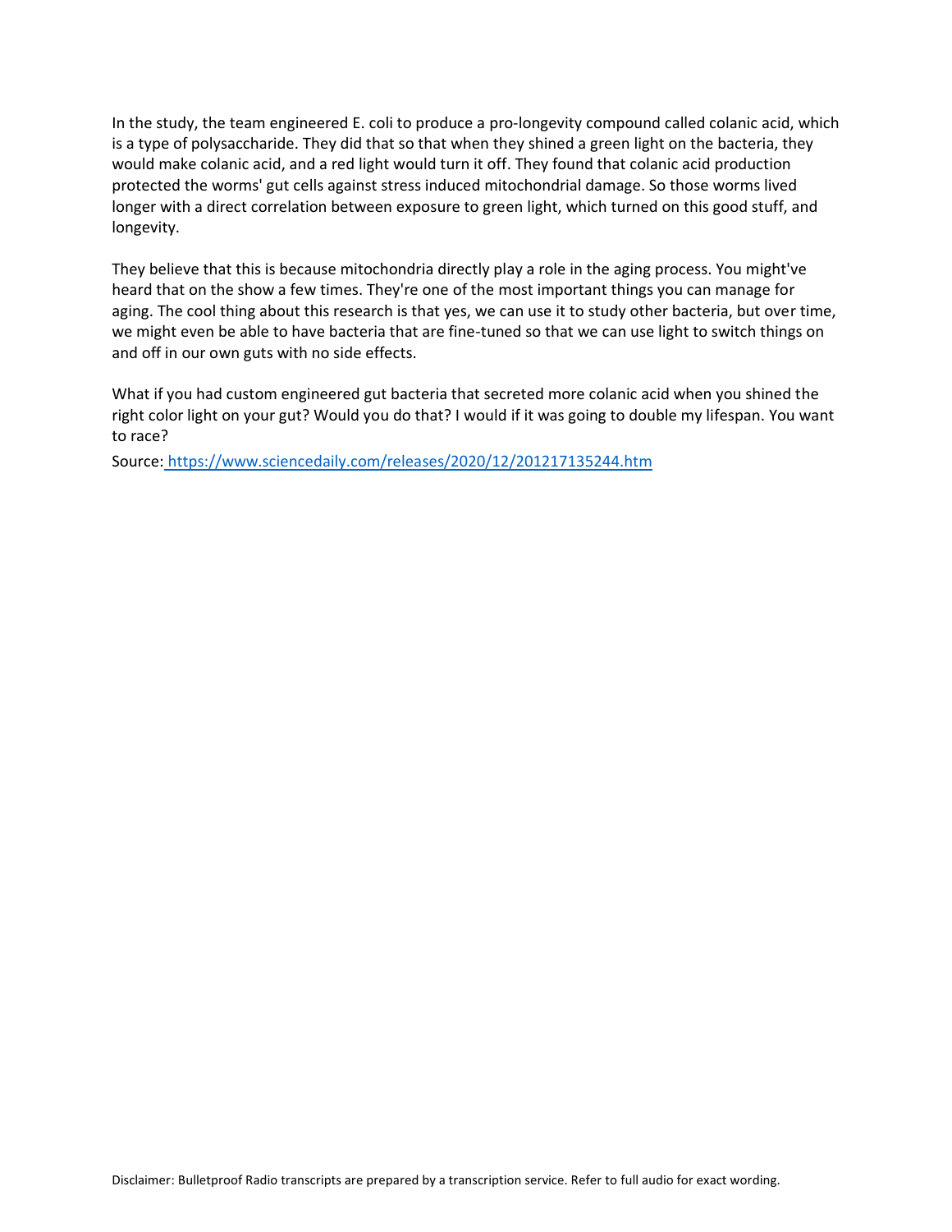In the study, the team engineered E. coli to produce a pro-longevity compound called colanic acid, which is a type of polysaccharide. They did that so that when they shined a green light on the bacteria, they would make colanic acid, and a red light would turn it off. They found that colanic acid production protected the worms' gut cells against stress induced mitochondrial damage. So those worms lived longer with a direct correlation between exposure to green light, which turned on this good stuff, and longevity.

They believe that this is because mitochondria directly play a role in the aging process. You might've heard that on the show a few times. They're one of the most important things you can manage for aging. The cool thing about this research is that yes, we can use it to study other bacteria, but over time, we might even be able to have bacteria that are fine-tuned so that we can use light to switch things on and off in our own guts with no side effects.

What if you had custom engineered gut bacteria that secreted more colanic acid when you shined the right color light on your gut? Would you do that? I would if it was going to double my lifespan. You want to race?

Source: [https://www.sciencedaily.com/releases/2020/12/201217135244.htm](https://www.sciencedaily.com/releases/2020/12/201217135244.htm)

Disclaimer: Bulletproof Radio transcripts are prepared by a transcription service. Refer to full audio for exact wording.